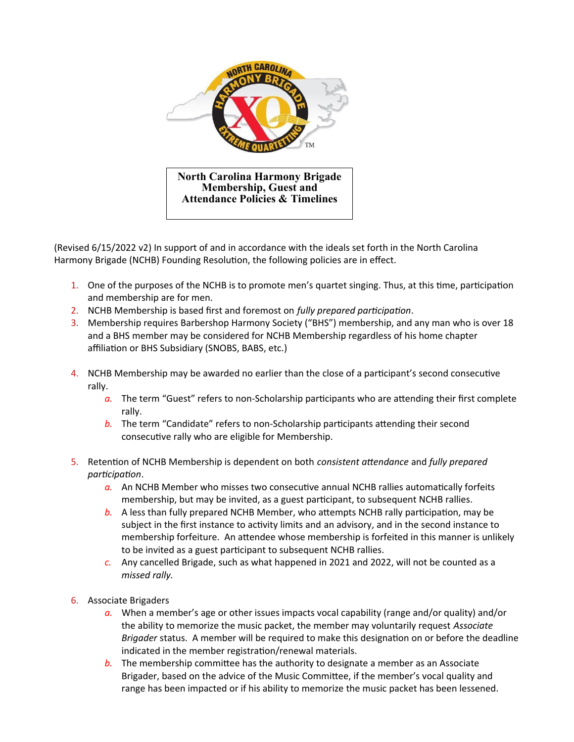# North Carolina Harmony Brigade Membership, Guest and Attendance Policies & Timelines

(Revised 6/15/2022 v2) In support of and in accordance with the ideals set forth in the North Carolina Harmony Brigade (NCHB) Founding Resolution, the following policies are in effect.

1. One of the purposes of the NCHB is to promote men's quartet singing. Thus, at this time, participation and membership are for men.
2. NCHB Membership is based first and foremost on *fully prepared participation*.
3. Membership requires Barbershop Harmony Society ("BHS") membership, and any man who is over 18 and a BHS member may be considered for NCHB Membership regardless of his home chapter affiliation or BHS Subsidiary (SNOBS, BABS, etc.)
4. NCHB Membership may be awarded no earlier than the close of a participant's second consecutive rally.
   a. The term "Guest" refers to non-Scholarship participants who are attending their first complete rally.
   b. The term "Candidate" refers to non-Scholarship participants attending their second consecutive rally who are eligible for Membership.
5. Retention of NCHB Membership is dependent on both *consistent attendance* and *fully prepared participation*.
   a. An NCHB Member who misses two consecutive annual NCHB rallies automatically forfeits membership, but may be invited, as a guest participant, to subsequent NCHB rallies.
   b. A less than fully prepared NCHB Member, who attempts NCHB rally participation, may be subject in the first instance to activity limits and an advisory, and in the second instance to membership forfeiture. An attendee whose membership is forfeited in this manner is unlikely to be invited as a guest participant to subsequent NCHB rallies.
   c. Any cancelled Brigade, such as what happened in 2021 and 2022, will not be counted as a *missed rally.*
6. Associate Brigaders
   a. When a member's age or other issues impacts vocal capability (range and/or quality) and/or the ability to memorize the music packet, the member may voluntarily request *Associate Brigader* status. A member will be required to make this designation on or before the deadline indicated in the member registration/renewal materials.
   b. The membership committee has the authority to designate a member as an Associate Brigader, based on the advice of the Music Committee, if the member's vocal quality and range has been impacted or if his ability to memorize the music packet has been lessened.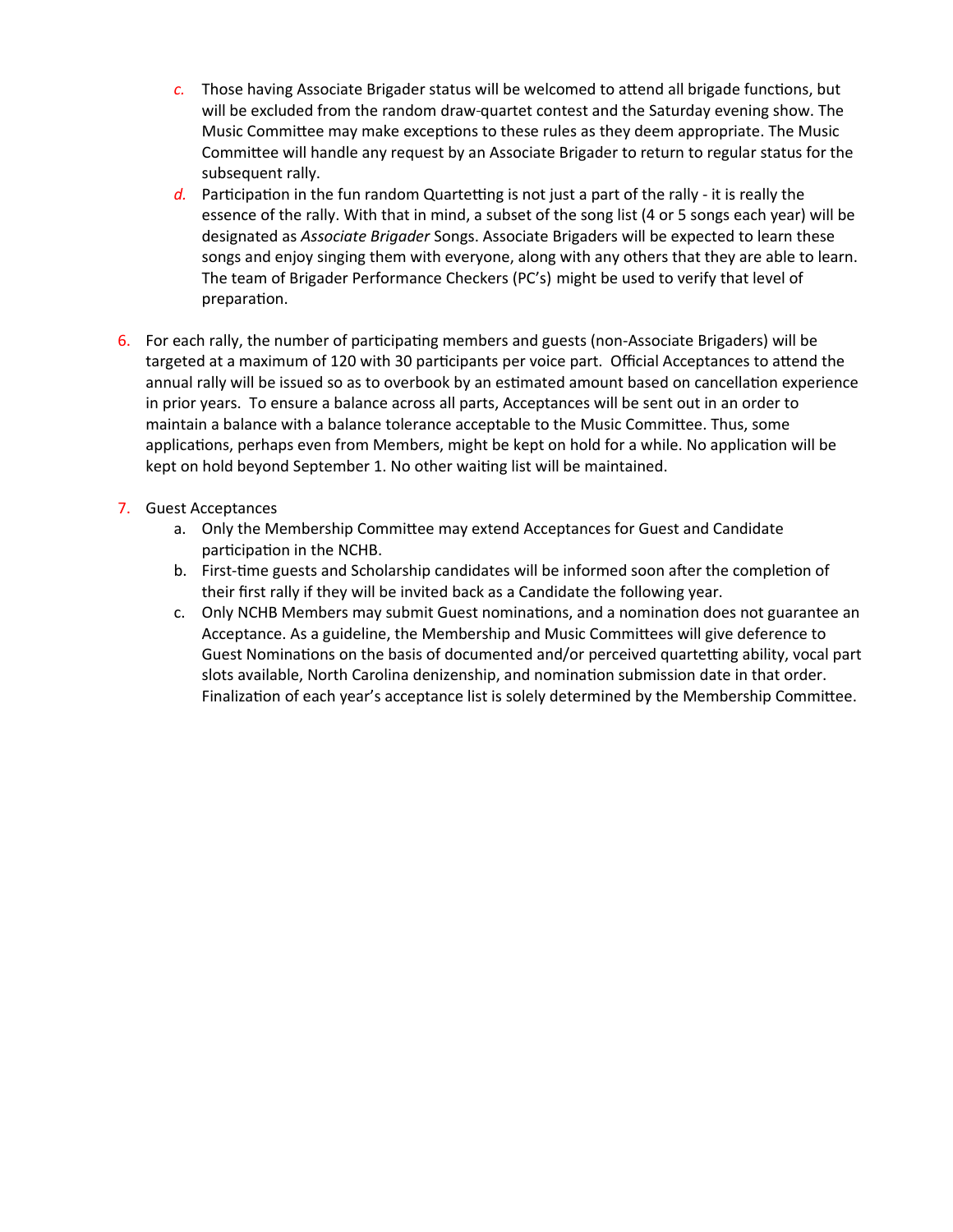c. Those having Associate Brigader status will be welcomed to attend all brigade functions, but will be excluded from the random draw-quartet contest and the Saturday evening show. The Music Committee may make exceptions to these rules as they deem appropriate. The Music Committee will handle any request by an Associate Brigader to return to regular status for the subsequent rally.
   d. Participation in the fun random Quartetting is not just a part of the rally - it is really the essence of the rally. With that in mind, a subset of the song list (4 or 5 songs each year) will be designated as *Associate Brigader* Songs. Associate Brigaders will be expected to learn these songs and enjoy singing them with everyone, along with any others that they are able to learn. The team of Brigader Performance Checkers (PC's) might be used to verify that level of preparation.

6. For each rally, the number of participating members and guests (non-Associate Brigaders) will be targeted at a maximum of 120 with 30 participants per voice part. Official Acceptances to attend the annual rally will be issued so as to overbook by an estimated amount based on cancellation experience in prior years. To ensure a balance across all parts, Acceptances will be sent out in an order to maintain a balance with a balance tolerance acceptable to the Music Committee. Thus, some applications, perhaps even from Members, might be kept on hold for a while. No application will be kept on hold beyond September 1. No other waiting list will be maintained.

7. Guest Acceptances
   a. Only the Membership Committee may extend Acceptances for Guest and Candidate participation in the NCHB.
   b. First-time guests and Scholarship candidates will be informed soon after the completion of their first rally if they will be invited back as a Candidate the following year.
   c. Only NCHB Members may submit Guest nominations, and a nomination does not guarantee an Acceptance. As a guideline, the Membership and Music Committees will give deference to Guest Nominations on the basis of documented and/or perceived quartetting ability, vocal part slots available, North Carolina denizenship, and nomination submission date in that order. Finalization of each year's acceptance list is solely determined by the Membership Committee.